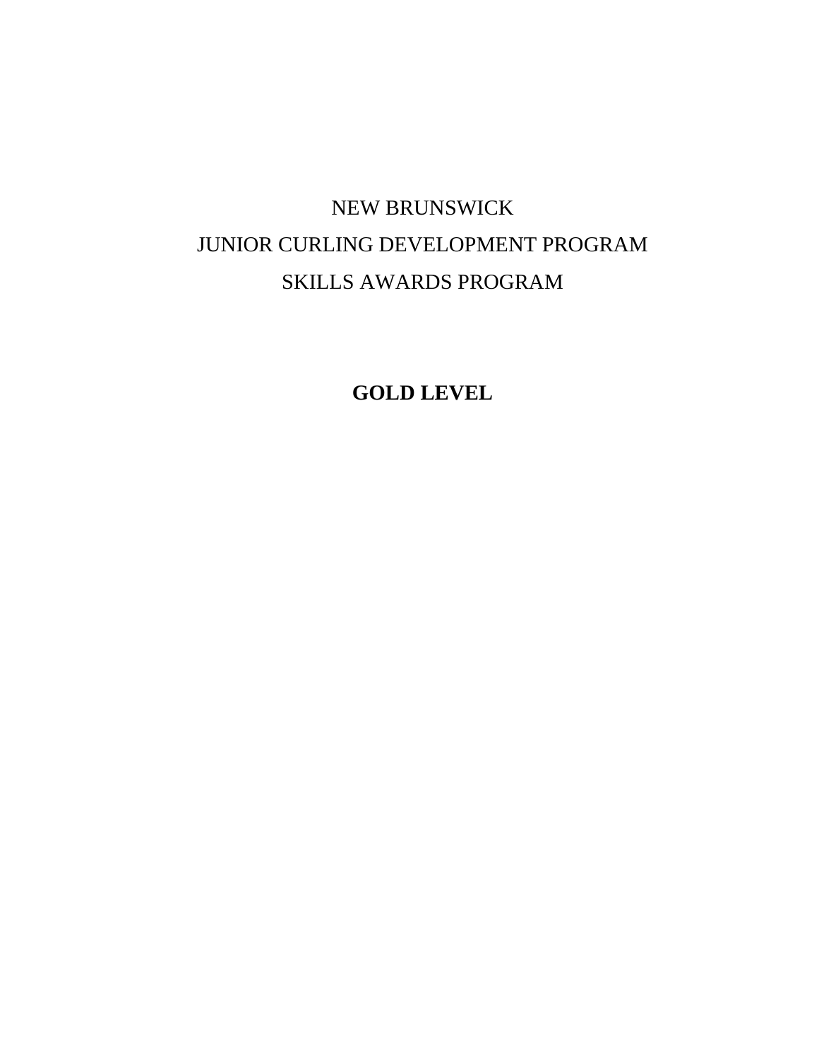# NEW BRUNSWICK
# JUNIOR CURLING DEVELOPMENT PROGRAM
# SKILLS AWARDS PROGRAM

## **GOLD LEVEL**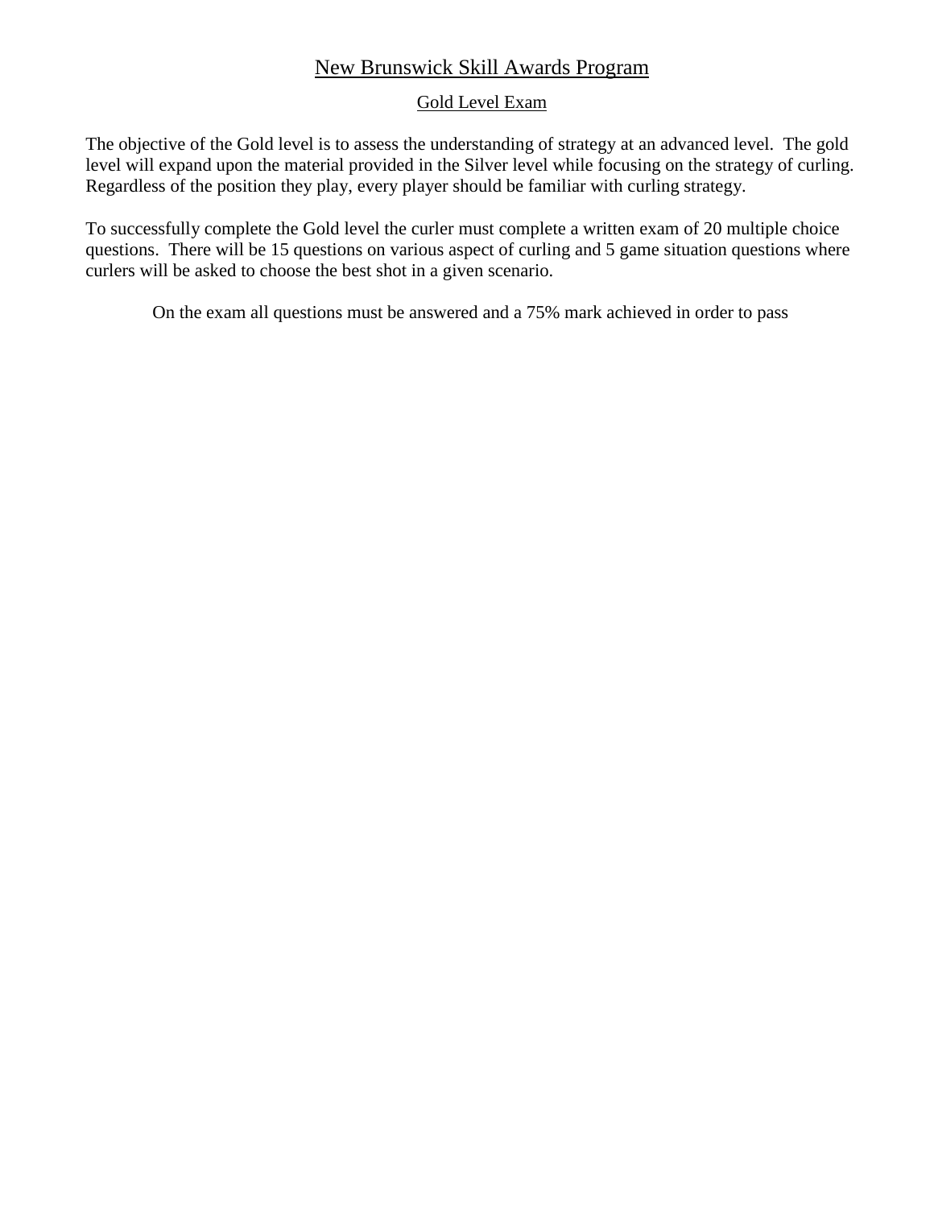# New Brunswick Skill Awards Program

## Gold Level Exam

The objective of the Gold level is to assess the understanding of strategy at an advanced level. The gold level will expand upon the material provided in the Silver level while focusing on the strategy of curling. Regardless of the position they play, every player should be familiar with curling strategy.

To successfully complete the Gold level the curler must complete a written exam of 20 multiple choice questions. There will be 15 questions on various aspect of curling and 5 game situation questions where curlers will be asked to choose the best shot in a given scenario.

On the exam all questions must be answered and a 75% mark achieved in order to pass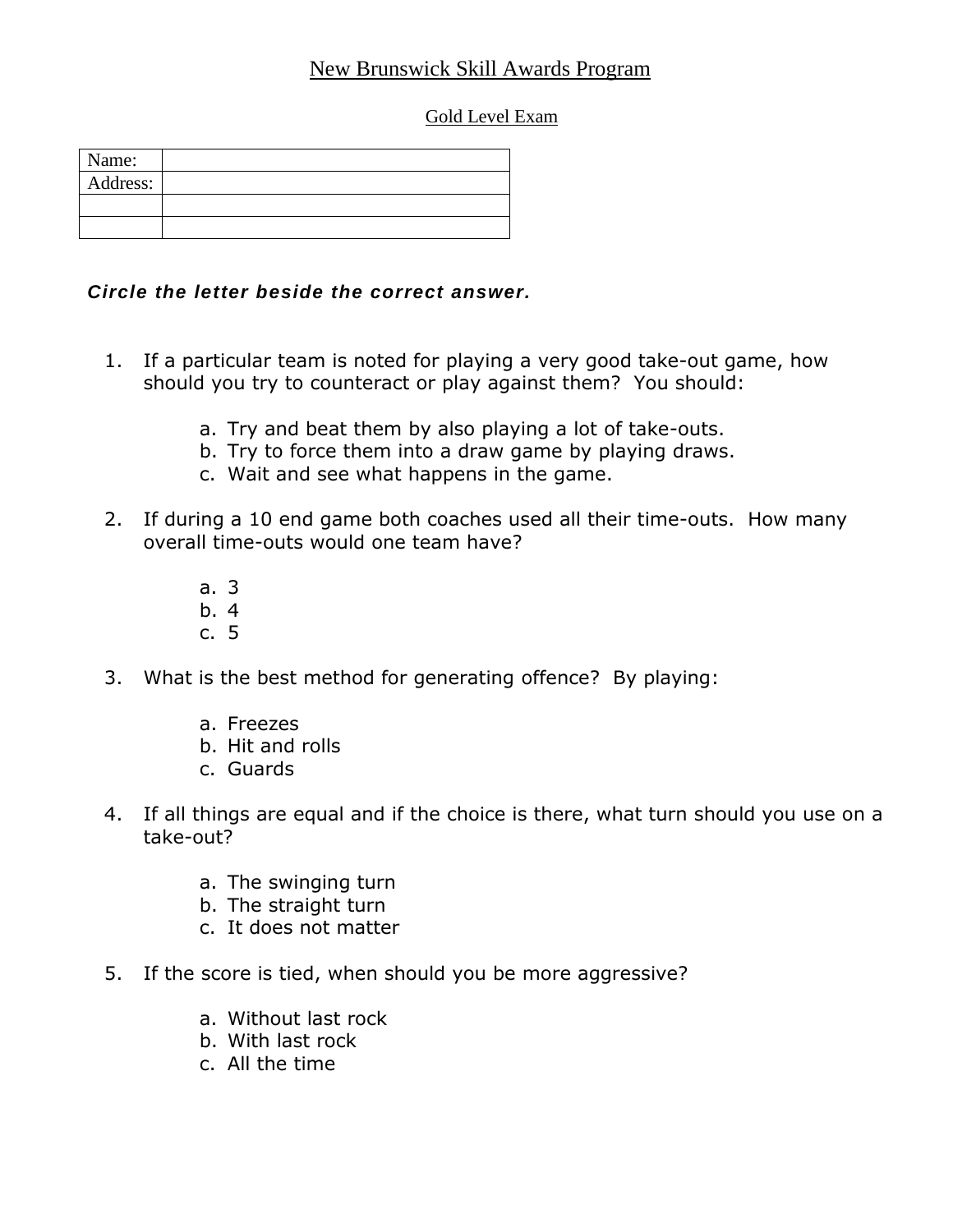# New Brunswick Skill Awards Program

## Gold Level Exam

| Name: | |
|---|---|
| Address: | |
| | |
| | |

***Circle the letter beside the correct answer.***

1. If a particular team is noted for playing a very good take-out game, how should you try to counteract or play against them? You should:

    a. Try and beat them by also playing a lot of take-outs.
    b. Try to force them into a draw game by playing draws.
    c. Wait and see what happens in the game.

2. If during a 10 end game both coaches used all their time-outs. How many overall time-outs would one team have?

    a. 3
    b. 4
    c. 5

3. What is the best method for generating offence? By playing:

    a. Freezes
    b. Hit and rolls
    c. Guards

4. If all things are equal and if the choice is there, what turn should you use on a take-out?

    a. The swinging turn
    b. The straight turn
    c. It does not matter

5. If the score is tied, when should you be more aggressive?

    a. Without last rock
    b. With last rock
    c. All the time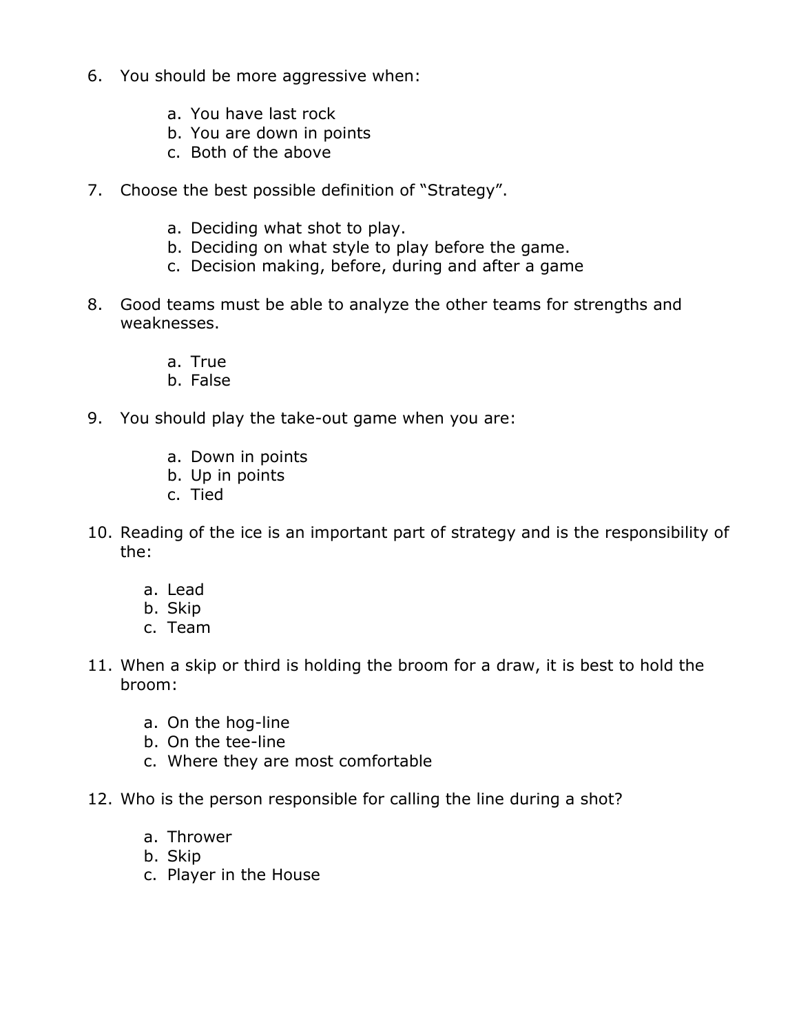6. You should be more aggressive when:

    a. You have last rock
    b. You are down in points
    c. Both of the above

7. Choose the best possible definition of “Strategy”.

    a. Deciding what shot to play.
    b. Deciding on what style to play before the game.
    c. Decision making, before, during and after a game

8. Good teams must be able to analyze the other teams for strengths and weaknesses.

    a. True
    b. False

9. You should play the take-out game when you are:

    a. Down in points
    b. Up in points
    c. Tied

10. Reading of the ice is an important part of strategy and is the responsibility of the:

    a. Lead
    b. Skip
    c. Team

11. When a skip or third is holding the broom for a draw, it is best to hold the broom:

    a. On the hog-line
    b. On the tee-line
    c. Where they are most comfortable

12. Who is the person responsible for calling the line during a shot?

    a. Thrower
    b. Skip
    c. Player in the House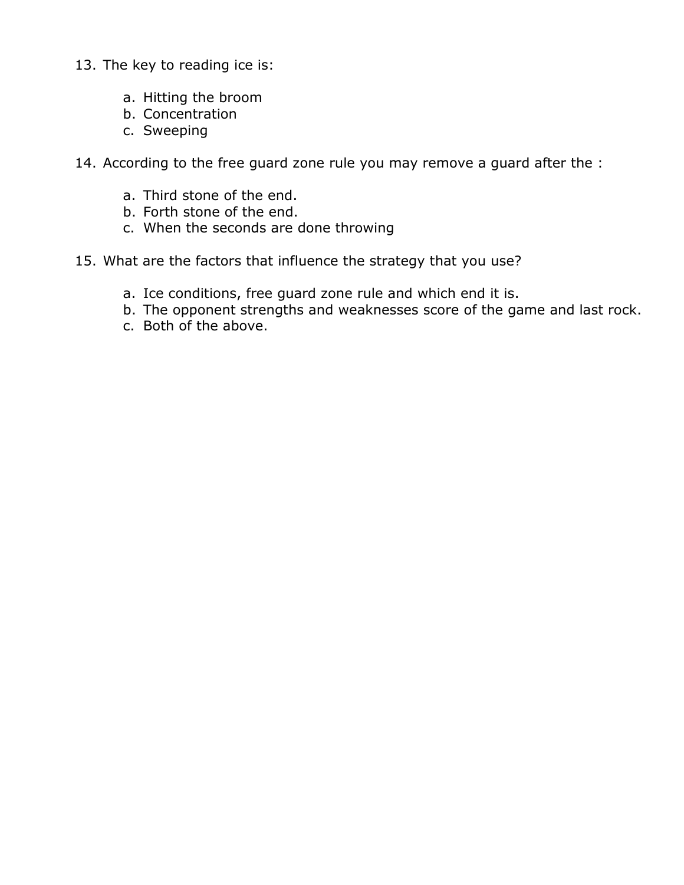13. The key to reading ice is:

    a. Hitting the broom
    b. Concentration
    c. Sweeping

14. According to the free guard zone rule you may remove a guard after the :

    a. Third stone of the end.
    b. Forth stone of the end.
    c. When the seconds are done throwing

15. What are the factors that influence the strategy that you use?

    a. Ice conditions, free guard zone rule and which end it is.
    b. The opponent strengths and weaknesses score of the game and last rock.
    c. Both of the above.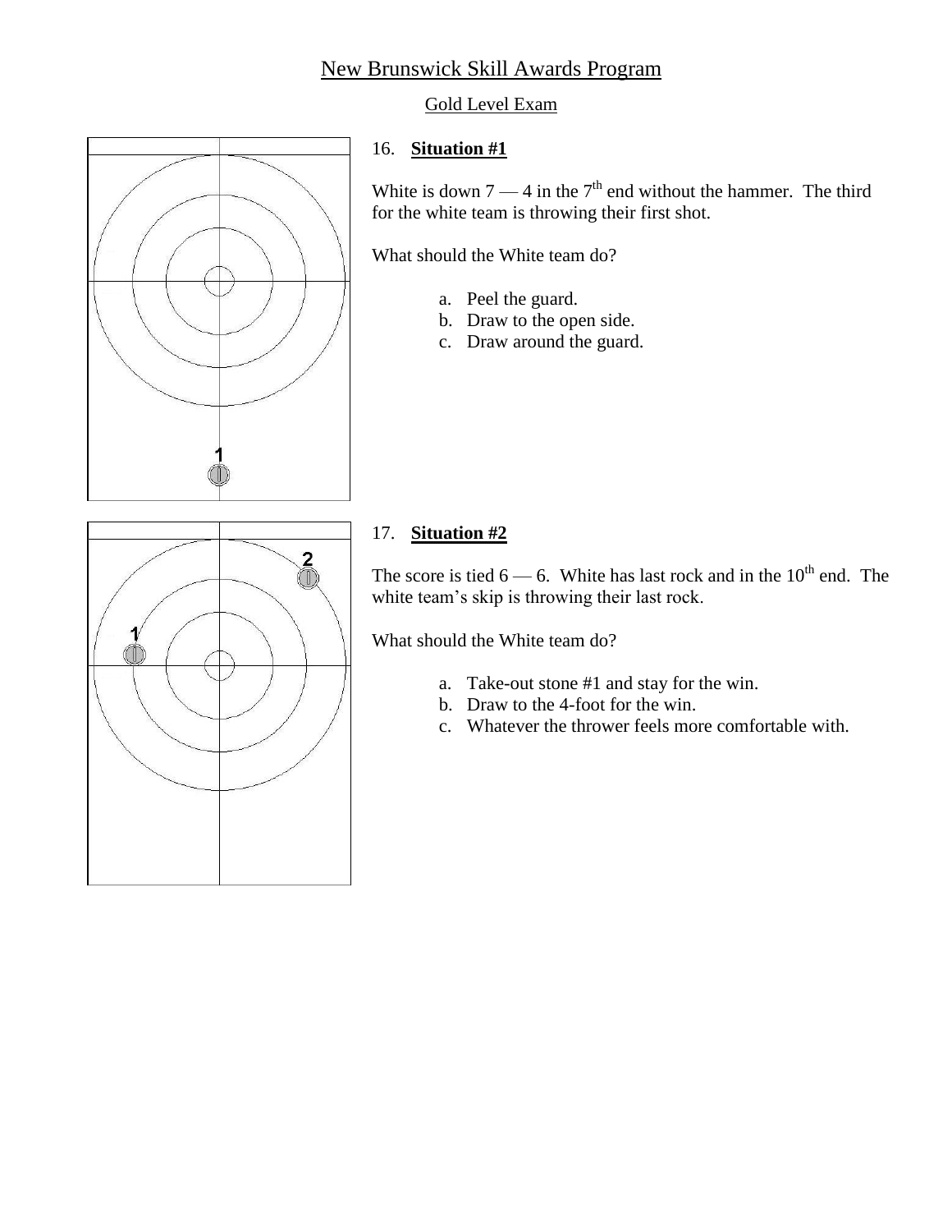# New Brunswick Skill Awards Program

## Gold Level Exam

16. **Situation #1**

White is down 7 — 4 in the 7th end without the hammer. The third for the white team is throwing their first shot.

What should the White team do?

a. Peel the guard.
b. Draw to the open side.
c. Draw around the guard.

17. **Situation #2**

The score is tied 6 — 6. White has last rock and in the 10th end. The white team's skip is throwing their last rock.

What should the White team do?

a. Take-out stone #1 and stay for the win.
b. Draw to the 4-foot for the win.
c. Whatever the thrower feels more comfortable with.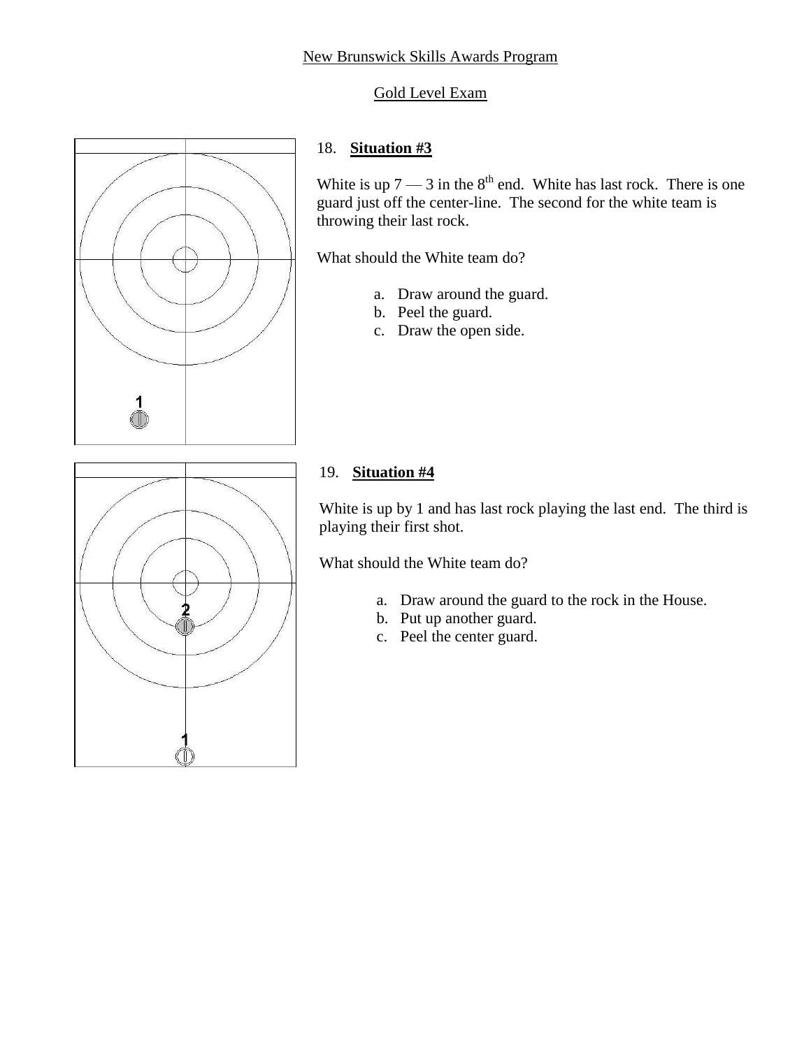New Brunswick Skills Awards Program

Gold Level Exam

18. **Situation #3**

White is up 7 — 3 in the 8th end. White has last rock. There is one guard just off the center-line. The second for the white team is throwing their last rock.

What should the White team do?

a. Draw around the guard.
b. Peel the guard.
c. Draw the open side.

19. **Situation #4**

White is up by 1 and has last rock playing the last end. The third is playing their first shot.

What should the White team do?

a. Draw around the guard to the rock in the House.
b. Put up another guard.
c. Peel the center guard.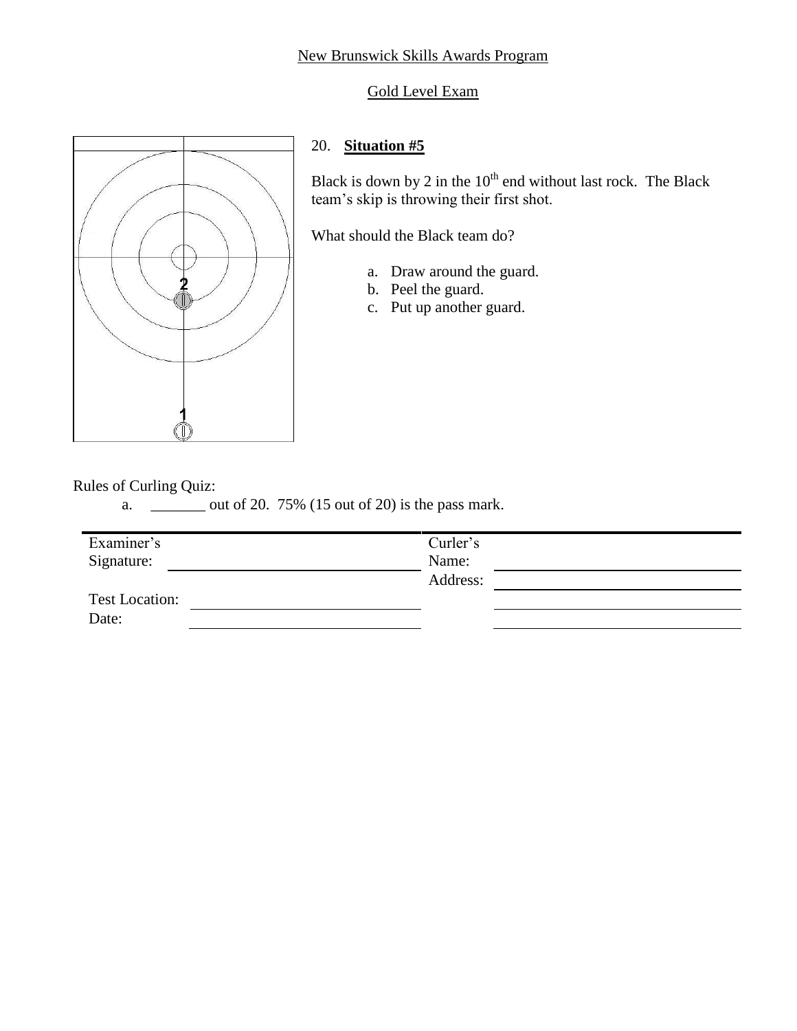New Brunswick Skills Awards Program

Gold Level Exam

2

1

20. **Situation #5**

Black is down by 2 in the 10th end without last rock. The Black team's skip is throwing their first shot.

What should the Black team do?

a. Draw around the guard.
b. Peel the guard.
c. Put up another guard.

Rules of Curling Quiz:

a. _______ out of 20. 75% (15 out of 20) is the pass mark.

| | | | |
|---|---|---|---|
| Examiner's Signature: | | Curler's Name: | |
| | | Address: | |
| Test Location: | | | |
| Date: | | | |